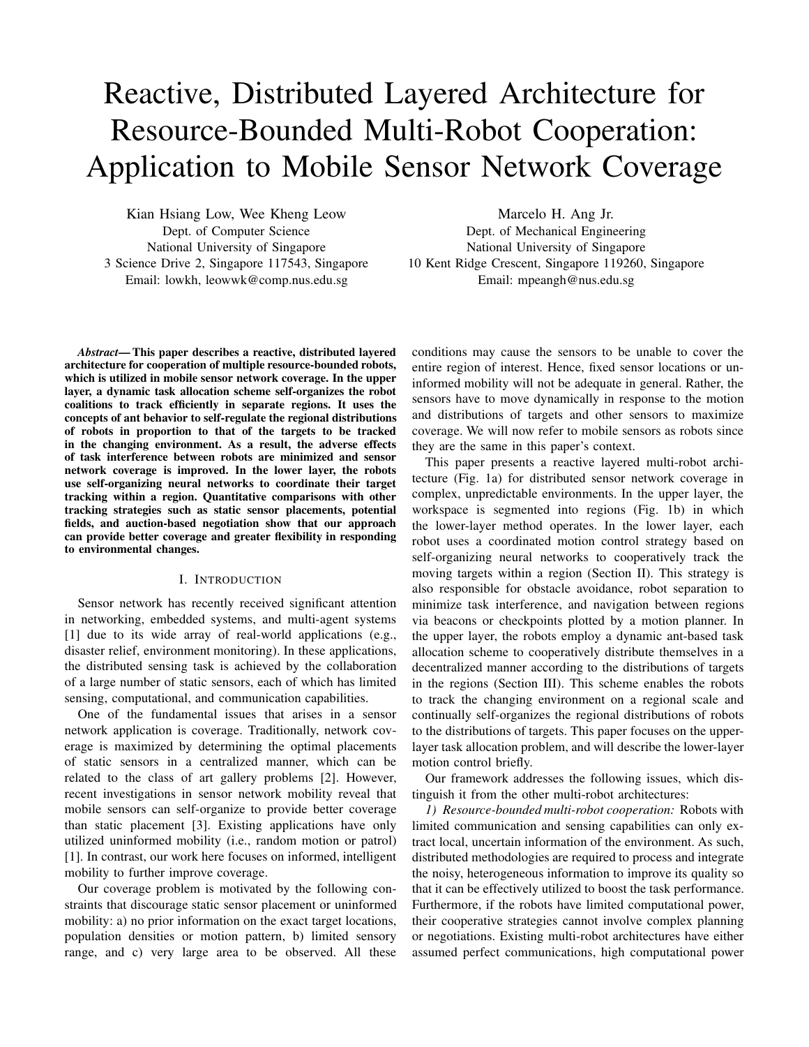# Reactive, Distributed Layered Architecture for Resource-Bounded Multi-Robot Cooperation: Application to Mobile Sensor Network Coverage

Kian Hsiang Low, Wee Kheng Leow
Dept. of Computer Science
National University of Singapore
3 Science Drive 2, Singapore 117543, Singapore
Email: lowkh, leowwk@comp.nus.edu.sg

Marcelo H. Ang Jr.
Dept. of Mechanical Engineering
National University of Singapore
10 Kent Ridge Crescent, Singapore 119260, Singapore
Email: mpeangh@nus.edu.sg

***Abstract*— This paper describes a reactive, distributed layered architecture for cooperation of multiple resource-bounded robots, which is utilized in mobile sensor network coverage. In the upper layer, a dynamic task allocation scheme self-organizes the robot coalitions to track efficiently in separate regions. It uses the concepts of ant behavior to self-regulate the regional distributions of robots in proportion to that of the targets to be tracked in the changing environment. As a result, the adverse effects of task interference between robots are minimized and sensor network coverage is improved. In the lower layer, the robots use self-organizing neural networks to coordinate their target tracking within a region. Quantitative comparisons with other tracking strategies such as static sensor placements, potential fields, and auction-based negotiation show that our approach can provide better coverage and greater flexibility in responding to environmental changes.**

## I. Introduction

Sensor network has recently received significant attention in networking, embedded systems, and multi-agent systems [1] due to its wide array of real-world applications (e.g., disaster relief, environment monitoring). In these applications, the distributed sensing task is achieved by the collaboration of a large number of static sensors, each of which has limited sensing, computational, and communication capabilities.

One of the fundamental issues that arises in a sensor network application is coverage. Traditionally, network coverage is maximized by determining the optimal placements of static sensors in a centralized manner, which can be related to the class of art gallery problems [2]. However, recent investigations in sensor network mobility reveal that mobile sensors can self-organize to provide better coverage than static placement [3]. Existing applications have only utilized uninformed mobility (i.e., random motion or patrol) [1]. In contrast, our work here focuses on informed, intelligent mobility to further improve coverage.

Our coverage problem is motivated by the following constraints that discourage static sensor placement or uninformed mobility: a) no prior information on the exact target locations, population densities or motion pattern, b) limited sensory range, and c) very large area to be observed. All these conditions may cause the sensors to be unable to cover the entire region of interest. Hence, fixed sensor locations or uninformed mobility will not be adequate in general. Rather, the sensors have to move dynamically in response to the motion and distributions of targets and other sensors to maximize coverage. We will now refer to mobile sensors as robots since they are the same in this paper's context.

This paper presents a reactive layered multi-robot architecture (Fig. 1a) for distributed sensor network coverage in complex, unpredictable environments. In the upper layer, the workspace is segmented into regions (Fig. 1b) in which the lower-layer method operates. In the lower layer, each robot uses a coordinated motion control strategy based on self-organizing neural networks to cooperatively track the moving targets within a region (Section II). This strategy is also responsible for obstacle avoidance, robot separation to minimize task interference, and navigation between regions via beacons or checkpoints plotted by a motion planner. In the upper layer, the robots employ a dynamic ant-based task allocation scheme to cooperatively distribute themselves in a decentralized manner according to the distributions of targets in the regions (Section III). This scheme enables the robots to track the changing environment on a regional scale and continually self-organizes the regional distributions of robots to the distributions of targets. This paper focuses on the upper-layer task allocation problem, and will describe the lower-layer motion control briefly.

Our framework addresses the following issues, which distinguish it from the other multi-robot architectures:

*1) Resource-bounded multi-robot cooperation:* Robots with limited communication and sensing capabilities can only extract local, uncertain information of the environment. As such, distributed methodologies are required to process and integrate the noisy, heterogeneous information to improve its quality so that it can be effectively utilized to boost the task performance. Furthermore, if the robots have limited computational power, their cooperative strategies cannot involve complex planning or negotiations. Existing multi-robot architectures have either assumed perfect communications, high computational power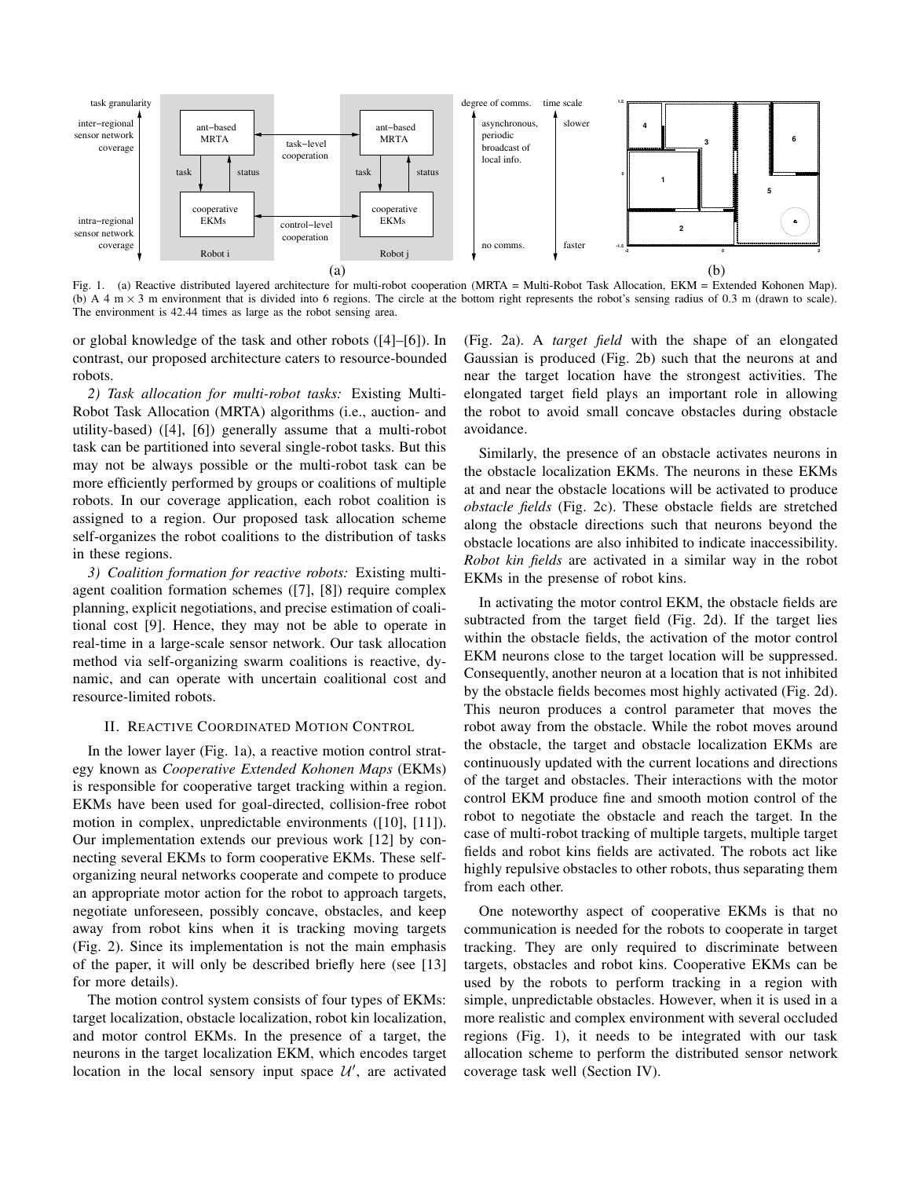Fig. 1. (a) Reactive distributed layered architecture for multi-robot cooperation (MRTA = Multi-Robot Task Allocation, EKM = Extended Kohonen Map). (b) A 4 m × 3 m environment that is divided into 6 regions. The circle at the bottom right represents the robot's sensing radius of 0.3 m (drawn to scale). The environment is 42.44 times as large as the robot sensing area.

or global knowledge of the task and other robots ([4]–[6]). In contrast, our proposed architecture caters to resource-bounded robots.

*2) Task allocation for multi-robot tasks:* Existing Multi-Robot Task Allocation (MRTA) algorithms (i.e., auction- and utility-based) ([4], [6]) generally assume that a multi-robot task can be partitioned into several single-robot tasks. But this may not be always possible or the multi-robot task can be more efficiently performed by groups or coalitions of multiple robots. In our coverage application, each robot coalition is assigned to a region. Our proposed task allocation scheme self-organizes the robot coalitions to the distribution of tasks in these regions.

*3) Coalition formation for reactive robots:* Existing multi-agent coalition formation schemes ([7], [8]) require complex planning, explicit negotiations, and precise estimation of coalitional cost [9]. Hence, they may not be able to operate in real-time in a large-scale sensor network. Our task allocation method via self-organizing swarm coalitions is reactive, dynamic, and can operate with uncertain coalitional cost and resource-limited robots.

## II. Reactive Coordinated Motion Control

In the lower layer (Fig. 1a), a reactive motion control strategy known as *Cooperative Extended Kohonen Maps* (EKMs) is responsible for cooperative target tracking within a region. EKMs have been used for goal-directed, collision-free robot motion in complex, unpredictable environments ([10], [11]). Our implementation extends our previous work [12] by connecting several EKMs to form cooperative EKMs. These self-organizing neural networks cooperate and compete to produce an appropriate motor action for the robot to approach targets, negotiate unforeseen, possibly concave, obstacles, and keep away from robot kins when it is tracking moving targets (Fig. 2). Since its implementation is not the main emphasis of the paper, it will only be described briefly here (see [13] for more details).

The motion control system consists of four types of EKMs: target localization, obstacle localization, robot kin localization, and motor control EKMs. In the presence of a target, the neurons in the target localization EKM, which encodes target location in the local sensory input space $\mathcal{U}'$, are activated (Fig. 2a). A *target field* with the shape of an elongated Gaussian is produced (Fig. 2b) such that the neurons at and near the target location have the strongest activities. The elongated target field plays an important role in allowing the robot to avoid small concave obstacles during obstacle avoidance.

Similarly, the presence of an obstacle activates neurons in the obstacle localization EKMs. The neurons in these EKMs at and near the obstacle locations will be activated to produce *obstacle fields* (Fig. 2c). These obstacle fields are stretched along the obstacle directions such that neurons beyond the obstacle locations are also inhibited to indicate inaccessibility. *Robot kin fields* are activated in a similar way in the robot EKMs in the presense of robot kins.

In activating the motor control EKM, the obstacle fields are subtracted from the target field (Fig. 2d). If the target lies within the obstacle fields, the activation of the motor control EKM neurons close to the target location will be suppressed. Consequently, another neuron at a location that is not inhibited by the obstacle fields becomes most highly activated (Fig. 2d). This neuron produces a control parameter that moves the robot away from the obstacle. While the robot moves around the obstacle, the target and obstacle localization EKMs are continuously updated with the current locations and directions of the target and obstacles. Their interactions with the motor control EKM produce fine and smooth motion control of the robot to negotiate the obstacle and reach the target. In the case of multi-robot tracking of multiple targets, multiple target fields and robot kins fields are activated. The robots act like highly repulsive obstacles to other robots, thus separating them from each other.

One noteworthy aspect of cooperative EKMs is that no communication is needed for the robots to cooperate in target tracking. They are only required to discriminate between targets, obstacles and robot kins. Cooperative EKMs can be used by the robots to perform tracking in a region with simple, unpredictable obstacles. However, when it is used in a more realistic and complex environment with several occluded regions (Fig. 1), it needs to be integrated with our task allocation scheme to perform the distributed sensor network coverage task well (Section IV).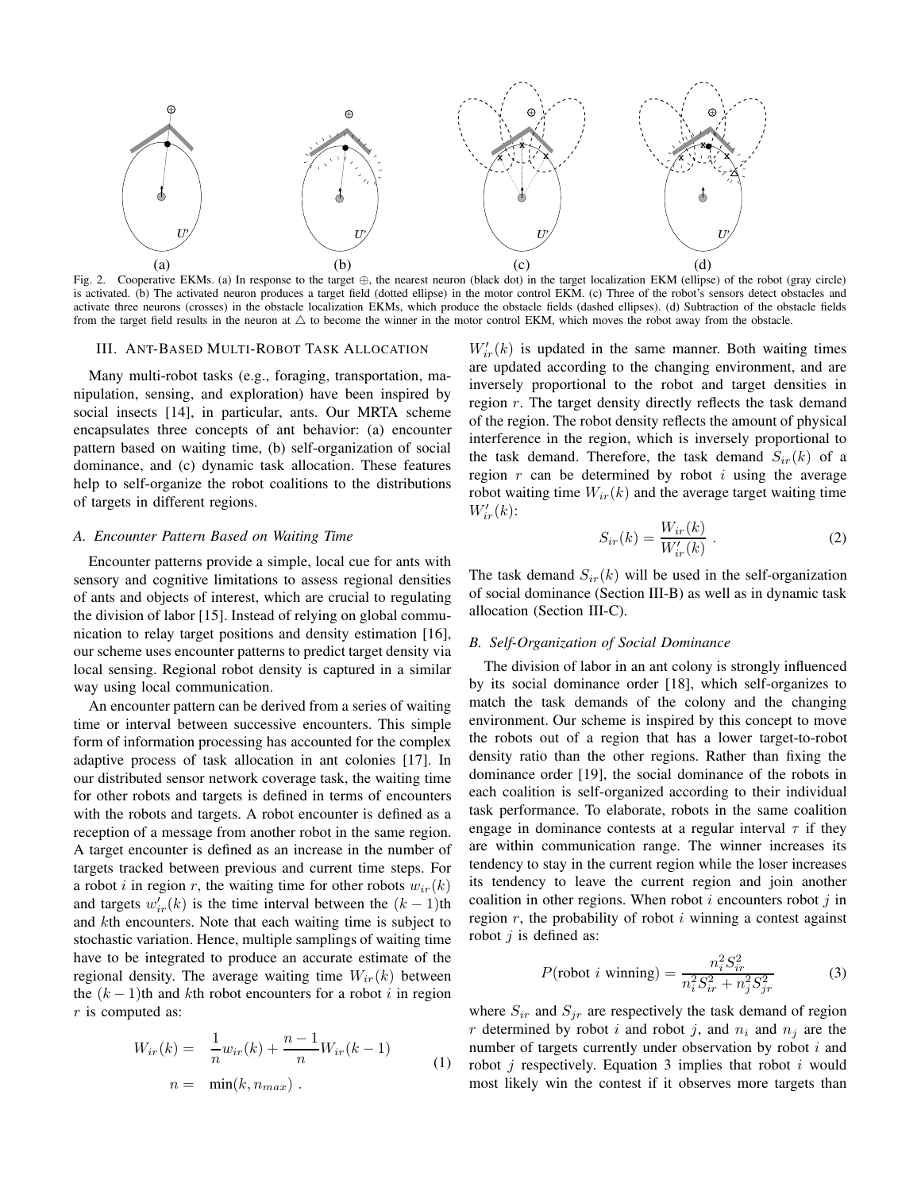Fig. 2. Cooperative EKMs. (a) In response to the target $\oplus$, the nearest neuron (black dot) in the target localization EKM (ellipse) of the robot (gray circle) is activated. (b) The activated neuron produces a target field (dotted ellipse) in the motor control EKM. (c) Three of the robot's sensors detect obstacles and activate three neurons (crosses) in the obstacle localization EKMs, which produce the obstacle fields (dashed ellipses). (d) Subtraction of the obstacle fields from the target field results in the neuron at $\triangle$ to become the winner in the motor control EKM, which moves the robot away from the obstacle.

## III. Ant-Based Multi-Robot Task Allocation

Many multi-robot tasks (e.g., foraging, transportation, manipulation, sensing, and exploration) have been inspired by social insects [14], in particular, ants. Our MRTA scheme encapsulates three concepts of ant behavior: (a) encounter pattern based on waiting time, (b) self-organization of social dominance, and (c) dynamic task allocation. These features help to self-organize the robot coalitions to the distributions of targets in different regions.

### A. Encounter Pattern Based on Waiting Time

Encounter patterns provide a simple, local cue for ants with sensory and cognitive limitations to assess regional densities of ants and objects of interest, which are crucial to regulating the division of labor [15]. Instead of relying on global communication to relay target positions and density estimation [16], our scheme uses encounter patterns to predict target density via local sensing. Regional robot density is captured in a similar way using local communication.

An encounter pattern can be derived from a series of waiting time or interval between successive encounters. This simple form of information processing has accounted for the complex adaptive process of task allocation in ant colonies [17]. In our distributed sensor network coverage task, the waiting time for other robots and targets is defined in terms of encounters with the robots and targets. A robot encounter is defined as a reception of a message from another robot in the same region. A target encounter is defined as an increase in the number of targets tracked between previous and current time steps. For a robot $i$ in region $r$, the waiting time for other robots $w_{ir}(k)$ and targets $w'_{ir}(k)$ is the time interval between the $(k-1)$th and $k$th encounters. Note that each waiting time is subject to stochastic variation. Hence, multiple samplings of waiting time have to be integrated to produce an accurate estimate of the regional density. The average waiting time $W_{ir}(k)$ between the $(k-1)$th and $k$th robot encounters for a robot $i$ in region $r$ is computed as:

$$
\begin{aligned}
W_{ir}(k) &= \frac{1}{n} w_{ir}(k) + \frac{n-1}{n} W_{ir}(k-1) \\
n &= \min(k, n_{max}) \ .
\end{aligned}
\tag{1}
$$

$W'_{ir}(k)$ is updated in the same manner. Both waiting times are updated according to the changing environment, and are inversely proportional to the robot and target densities in region $r$. The target density directly reflects the task demand of the region. The robot density reflects the amount of physical interference in the region, which is inversely proportional to the task demand. Therefore, the task demand $S_{ir}(k)$ of a region $r$ can be determined by robot $i$ using the average robot waiting time $W_{ir}(k)$ and the average target waiting time $W'_{ir}(k)$:

$$
S_{ir}(k) = \frac{W_{ir}(k)}{W'_{ir}(k)} \ . \tag{2}
$$

The task demand $S_{ir}(k)$ will be used in the self-organization of social dominance (Section III-B) as well as in dynamic task allocation (Section III-C).

### B. Self-Organization of Social Dominance

The division of labor in an ant colony is strongly influenced by its social dominance order [18], which self-organizes to match the task demands of the colony and the changing environment. Our scheme is inspired by this concept to move the robots out of a region that has a lower target-to-robot density ratio than the other regions. Rather than fixing the dominance order [19], the social dominance of the robots in each coalition is self-organized according to their individual task performance. To elaborate, robots in the same coalition engage in dominance contests at a regular interval $\tau$ if they are within communication range. The winner increases its tendency to stay in the current region while the loser increases its tendency to leave the current region and join another coalition in other regions. When robot $i$ encounters robot $j$ in region $r$, the probability of robot $i$ winning a contest against robot $j$ is defined as:

$$
P(\text{robot } i \text{ winning}) = \frac{n_i^2 S_{ir}^2}{n_i^2 S_{ir}^2 + n_j^2 S_{jr}^2} \tag{3}
$$

where $S_{ir}$ and $S_{jr}$ are respectively the task demand of region $r$ determined by robot $i$ and robot $j$, and $n_i$ and $n_j$ are the number of targets currently under observation by robot $i$ and robot $j$ respectively. Equation 3 implies that robot $i$ would most likely win the contest if it observes more targets than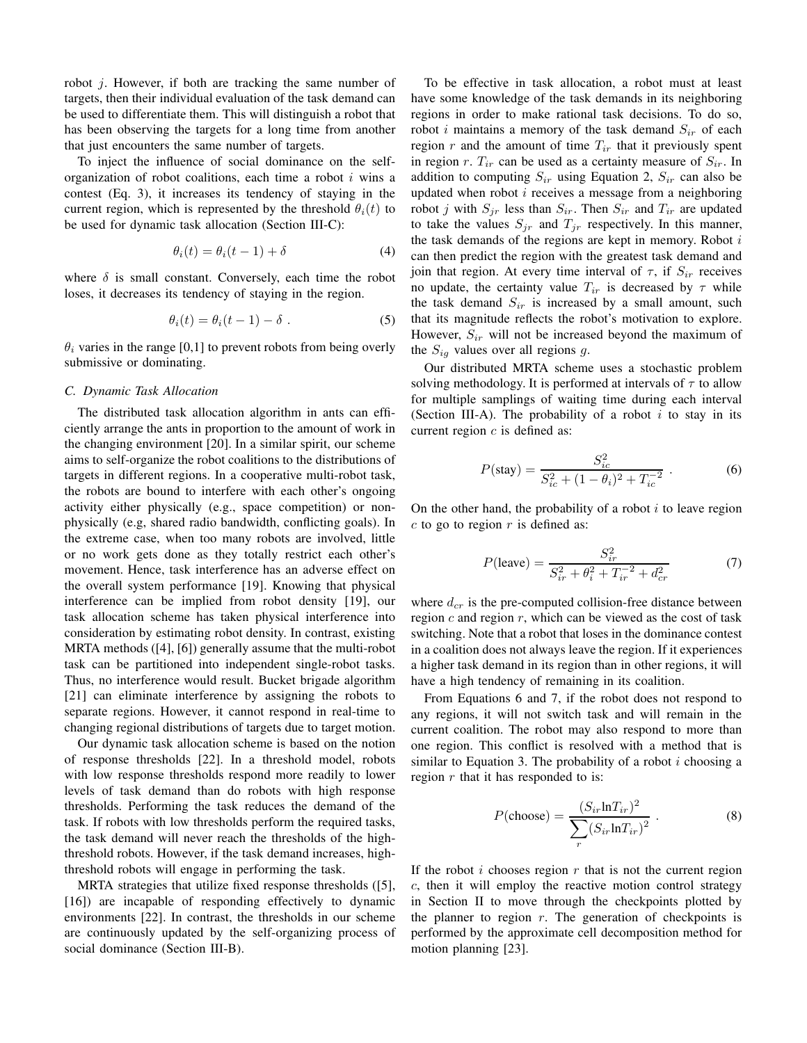robot $j$. However, if both are tracking the same number of targets, then their individual evaluation of the task demand can be used to differentiate them. This will distinguish a robot that has been observing the targets for a long time from another that just encounters the same number of targets.

To inject the influence of social dominance on the self-organization of robot coalitions, each time a robot $i$ wins a contest (Eq. 3), it increases its tendency of staying in the current region, which is represented by the threshold $\theta_i(t)$ to be used for dynamic task allocation (Section III-C):

$$\theta_i(t) = \theta_i(t-1) + \delta \tag{4}$$

where $\delta$ is small constant. Conversely, each time the robot loses, it decreases its tendency of staying in the region.

$$\theta_i(t) = \theta_i(t-1) - \delta \; . \tag{5}$$

$\theta_i$ varies in the range [0,1] to prevent robots from being overly submissive or dominating.

### C. Dynamic Task Allocation

The distributed task allocation algorithm in ants can efficiently arrange the ants in proportion to the amount of work in the changing environment [20]. In a similar spirit, our scheme aims to self-organize the robot coalitions to the distributions of targets in different regions. In a cooperative multi-robot task, the robots are bound to interfere with each other's ongoing activity either physically (e.g., space competition) or non-physically (e.g, shared radio bandwidth, conflicting goals). In the extreme case, when too many robots are involved, little or no work gets done as they totally restrict each other's movement. Hence, task interference has an adverse effect on the overall system performance [19]. Knowing that physical interference can be implied from robot density [19], our task allocation scheme has taken physical interference into consideration by estimating robot density. In contrast, existing MRTA methods ([4], [6]) generally assume that the multi-robot task can be partitioned into independent single-robot tasks. Thus, no interference would result. Bucket brigade algorithm [21] can eliminate interference by assigning the robots to separate regions. However, it cannot respond in real-time to changing regional distributions of targets due to target motion.

Our dynamic task allocation scheme is based on the notion of response thresholds [22]. In a threshold model, robots with low response thresholds respond more readily to lower levels of task demand than do robots with high response thresholds. Performing the task reduces the demand of the task. If robots with low thresholds perform the required tasks, the task demand will never reach the thresholds of the high-threshold robots. However, if the task demand increases, high-threshold robots will engage in performing the task.

MRTA strategies that utilize fixed response thresholds ([5], [16]) are incapable of responding effectively to dynamic environments [22]. In contrast, the thresholds in our scheme are continuously updated by the self-organizing process of social dominance (Section III-B).

To be effective in task allocation, a robot must at least have some knowledge of the task demands in its neighboring regions in order to make rational task decisions. To do so, robot $i$ maintains a memory of the task demand $S_{ir}$ of each region $r$ and the amount of time $T_{ir}$ that it previously spent in region $r$. $T_{ir}$ can be used as a certainty measure of $S_{ir}$. In addition to computing $S_{ir}$ using Equation 2, $S_{ir}$ can also be updated when robot $i$ receives a message from a neighboring robot $j$ with $S_{jr}$ less than $S_{ir}$. Then $S_{ir}$ and $T_{ir}$ are updated to take the values $S_{jr}$ and $T_{jr}$ respectively. In this manner, the task demands of the regions are kept in memory. Robot $i$ can then predict the region with the greatest task demand and join that region. At every time interval of $\tau$, if $S_{ir}$ receives no update, the certainty value $T_{ir}$ is decreased by $\tau$ while the task demand $S_{ir}$ is increased by a small amount, such that its magnitude reflects the robot's motivation to explore. However, $S_{ir}$ will not be increased beyond the maximum of the $S_{ig}$ values over all regions $g$.

Our distributed MRTA scheme uses a stochastic problem solving methodology. It is performed at intervals of $\tau$ to allow for multiple samplings of waiting time during each interval (Section III-A). The probability of a robot $i$ to stay in its current region $c$ is defined as:

$$P(\text{stay}) = \frac{S_{ic}^2}{S_{ic}^2 + (1-\theta_i)^2 + T_{ic}^{-2}} \; . \tag{6}$$

On the other hand, the probability of a robot $i$ to leave region $c$ to go to region $r$ is defined as:

$$P(\text{leave}) = \frac{S_{ir}^2}{S_{ir}^2 + \theta_i^2 + T_{ir}^{-2} + d_{cr}^2} \tag{7}$$

where $d_{cr}$ is the pre-computed collision-free distance between region $c$ and region $r$, which can be viewed as the cost of task switching. Note that a robot that loses in the dominance contest in a coalition does not always leave the region. If it experiences a higher task demand in its region than in other regions, it will have a high tendency of remaining in its coalition.

From Equations 6 and 7, if the robot does not respond to any regions, it will not switch task and will remain in the current coalition. The robot may also respond to more than one region. This conflict is resolved with a method that is similar to Equation 3. The probability of a robot $i$ choosing a region $r$ that it has responded to is:

$$P(\text{choose}) = \frac{(S_{ir} \ln T_{ir})^2}{\sum_r (S_{ir} \ln T_{ir})^2} \; . \tag{8}$$

If the robot $i$ chooses region $r$ that is not the current region $c$, then it will employ the reactive motion control strategy in Section II to move through the checkpoints plotted by the planner to region $r$. The generation of checkpoints is performed by the approximate cell decomposition method for motion planning [23].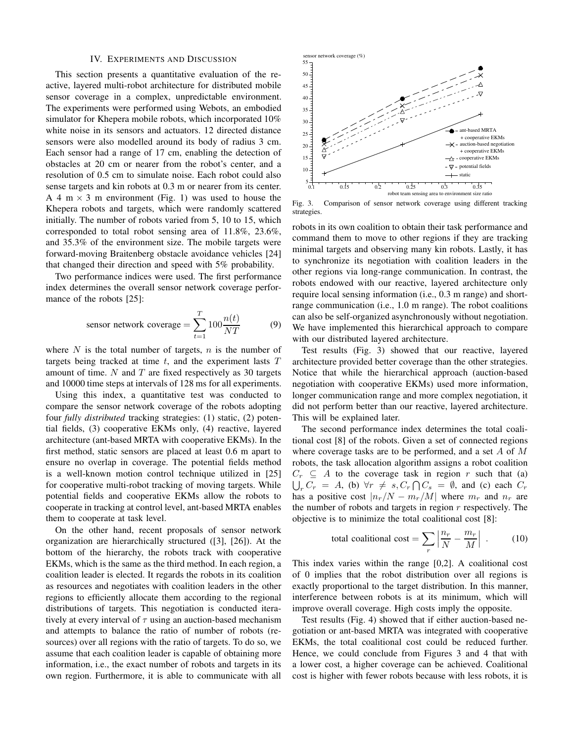## IV. Experiments and Discussion

This section presents a quantitative evaluation of the reactive, layered multi-robot architecture for distributed mobile sensor coverage in a complex, unpredictable environment. The experiments were performed using Webots, an embodied simulator for Khepera mobile robots, which incorporated 10% white noise in its sensors and actuators. 12 directed distance sensors were also modelled around its body of radius 3 cm. Each sensor had a range of 17 cm, enabling the detection of obstacles at 20 cm or nearer from the robot's center, and a resolution of 0.5 cm to simulate noise. Each robot could also sense targets and kin robots at 0.3 m or nearer from its center. A 4 m $\times$ 3 m environment (Fig. 1) was used to house the Khepera robots and targets, which were randomly scattered initially. The number of robots varied from 5, 10 to 15, which corresponded to total robot sensing area of 11.8%, 23.6%, and 35.3% of the environment size. The mobile targets were forward-moving Braitenberg obstacle avoidance vehicles [24] that changed their direction and speed with 5% probability.

Two performance indices were used. The first performance index determines the overall sensor network coverage performance of the robots [25]:

$$\text{sensor network coverage} = \sum_{t=1}^{T} 100 \frac{n(t)}{NT} \tag{9}$$

where $N$ is the total number of targets, $n$ is the number of targets being tracked at time $t$, and the experiment lasts $T$ amount of time. $N$ and $T$ are fixed respectively as 30 targets and 10000 time steps at intervals of 128 ms for all experiments.

Using this index, a quantitative test was conducted to compare the sensor network coverage of the robots adopting four *fully distributed* tracking strategies: (1) static, (2) potential fields, (3) cooperative EKMs only, (4) reactive, layered architecture (ant-based MRTA with cooperative EKMs). In the first method, static sensors are placed at least 0.6 m apart to ensure no overlap in coverage. The potential fields method is a well-known motion control technique utilized in [25] for cooperative multi-robot tracking of moving targets. While potential fields and cooperative EKMs allow the robots to cooperate in tracking at control level, ant-based MRTA enables them to cooperate at task level.

On the other hand, recent proposals of sensor network organization are hierarchically structured ([3], [26]). At the bottom of the hierarchy, the robots track with cooperative EKMs, which is the same as the third method. In each region, a coalition leader is elected. It regards the robots in its coalition as resources and negotiates with coalition leaders in the other regions to efficiently allocate them according to the regional distributions of targets. This negotiation is conducted iteratively at every interval of $\tau$ using an auction-based mechanism and attempts to balance the ratio of number of robots (resources) over all regions with the ratio of targets. To do so, we assume that each coalition leader is capable of obtaining more information, i.e., the exact number of robots and targets in its own region. Furthermore, it is able to communicate with all robots in its own coalition to obtain their task performance and command them to move to other regions if they are tracking minimal targets and observing many kin robots. Lastly, it has to synchronize its negotiation with coalition leaders in the other regions via long-range communication. In contrast, the robots endowed with our reactive, layered architecture only require local sensing information (i.e., 0.3 m range) and short-range communication (i.e., 1.0 m range). The robot coalitions can also be self-organized asynchronously without negotiation. We have implemented this hierarchical approach to compare with our distributed layered architecture.

Fig. 3. Comparison of sensor network coverage using different tracking strategies.

Test results (Fig. 3) showed that our reactive, layered architecture provided better coverage than the other strategies. Notice that while the hierarchical approach (auction-based negotiation with cooperative EKMs) used more information, longer communication range and more complex negotiation, it did not perform better than our reactive, layered architecture. This will be explained later.

The second performance index determines the total coalitional cost [8] of the robots. Given a set of connected regions where coverage tasks are to be performed, and a set $A$ of $M$ robots, the task allocation algorithm assigns a robot coalition $C_r \subseteq A$ to the coverage task in region $r$ such that (a) $\bigcup_r C_r = A$, (b) $\forall r \neq s, C_r \bigcap C_s = \emptyset$, and (c) each $C_r$ has a positive cost $|n_r/N - m_r/M|$ where $m_r$ and $n_r$ are the number of robots and targets in region $r$ respectively. The objective is to minimize the total coalitional cost [8]:

$$\text{total coalitional cost} = \sum_r \left| \frac{n_r}{N} - \frac{m_r}{M} \right| . \tag{10}$$

This index varies within the range [0,2]. A coalitional cost of 0 implies that the robot distribution over all regions is exactly proportional to the target distribution. In this manner, interference between robots is at its minimum, which will improve overall coverage. High costs imply the opposite.

Test results (Fig. 4) showed that if either auction-based negotiation or ant-based MRTA was integrated with cooperative EKMs, the total coalitional cost could be reduced further. Hence, we could conclude from Figures 3 and 4 that with a lower cost, a higher coverage can be achieved. Coalitional cost is higher with fewer robots because with less robots, it is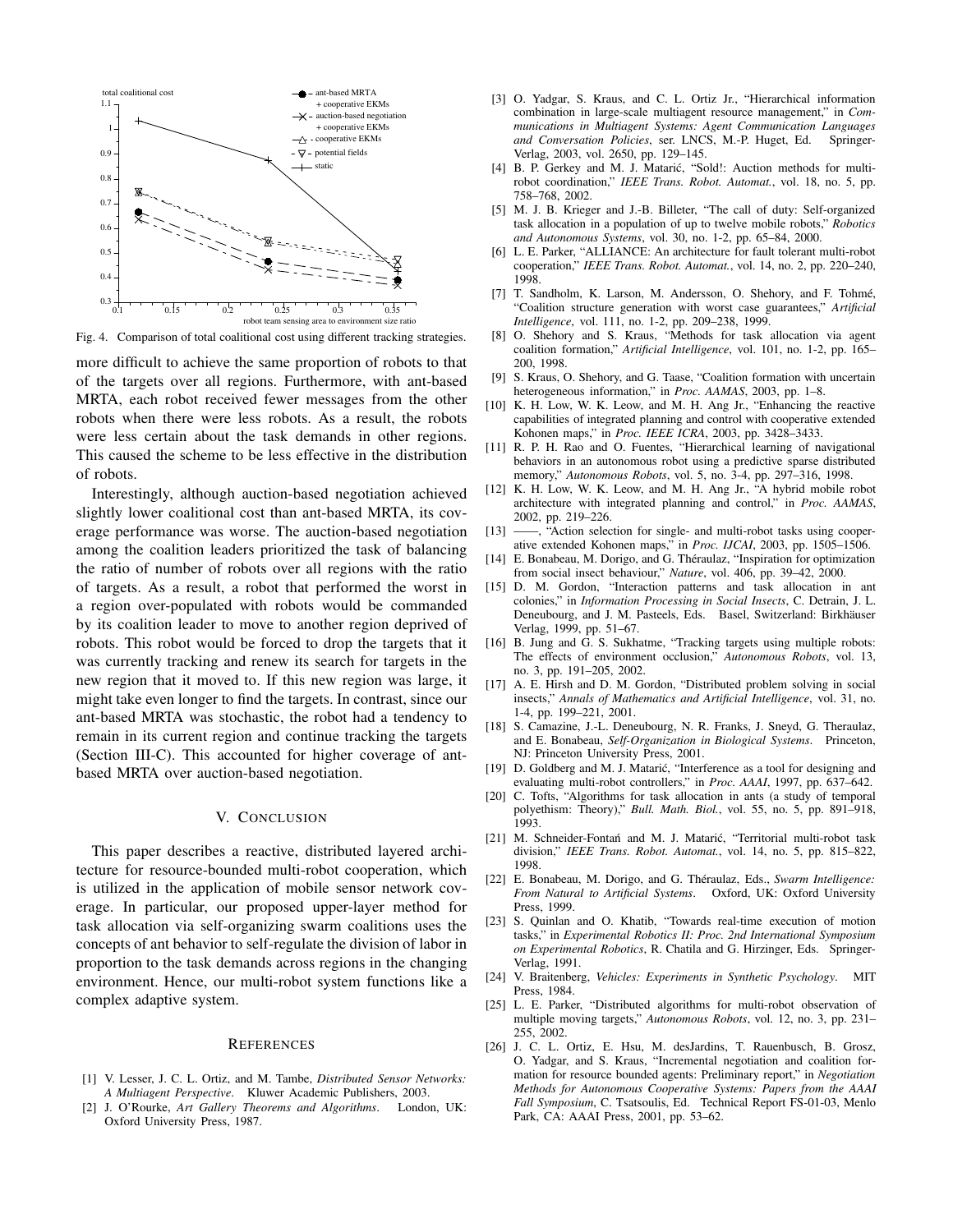total coalitional cost

1.1

1

0.9

0.8

0.7

0.6

0.5

0.4

0.3

0.1 0.15 0.2 0.25 0.3 0.35

robot team sensing area to environment size ratio

ant-based MRTA + cooperative EKMs

auction-based negotiation + cooperative EKMs

cooperative EKMs

potential fields

static

Fig. 4. Comparison of total coalitional cost using different tracking strategies.

more difficult to achieve the same proportion of robots to that of the targets over all regions. Furthermore, with ant-based MRTA, each robot received fewer messages from the other robots when there were less robots. As a result, the robots were less certain about the task demands in other regions. This caused the scheme to be less effective in the distribution of robots.

Interestingly, although auction-based negotiation achieved slightly lower coalitional cost than ant-based MRTA, its coverage performance was worse. The auction-based negotiation among the coalition leaders prioritized the task of balancing the ratio of number of robots over all regions with the ratio of targets. As a result, a robot that performed the worst in a region over-populated with robots would be commanded by its coalition leader to move to another region deprived of robots. This robot would be forced to drop the targets that it was currently tracking and renew its search for targets in the new region that it moved to. If this new region was large, it might take even longer to find the targets. In contrast, since our ant-based MRTA was stochastic, the robot had a tendency to remain in its current region and continue tracking the targets (Section III-C). This accounted for higher coverage of ant-based MRTA over auction-based negotiation.

## V. Conclusion

This paper describes a reactive, distributed layered architecture for resource-bounded multi-robot cooperation, which is utilized in the application of mobile sensor network coverage. In particular, our proposed upper-layer method for task allocation via self-organizing swarm coalitions uses the concepts of ant behavior to self-regulate the division of labor in proportion to the task demands across regions in the changing environment. Hence, our multi-robot system functions like a complex adaptive system.

## References

[1] V. Lesser, J. C. L. Ortiz, and M. Tambe, *Distributed Sensor Networks: A Multiagent Perspective*. Kluwer Academic Publishers, 2003.

[2] J. O'Rourke, *Art Gallery Theorems and Algorithms*. London, UK: Oxford University Press, 1987.

[3] O. Yadgar, S. Kraus, and C. L. Ortiz Jr., "Hierarchical information combination in large-scale multiagent resource management," in *Communications in Multiagent Systems: Agent Communication Languages and Conversation Policies*, ser. LNCS, M.-P. Huget, Ed. Springer-Verlag, 2003, vol. 2650, pp. 129–145.

[4] B. P. Gerkey and M. J. Matarić, "Sold!: Auction methods for multi-robot coordination," *IEEE Trans. Robot. Automat.*, vol. 18, no. 5, pp. 758–768, 2002.

[5] M. J. B. Krieger and J.-B. Billeter, "The call of duty: Self-organized task allocation in a population of up to twelve mobile robots," *Robotics and Autonomous Systems*, vol. 30, no. 1-2, pp. 65–84, 2000.

[6] L. E. Parker, "ALLIANCE: An architecture for fault tolerant multi-robot cooperation," *IEEE Trans. Robot. Automat.*, vol. 14, no. 2, pp. 220–240, 1998.

[7] T. Sandholm, K. Larson, M. Andersson, O. Shehory, and F. Tohmé, "Coalition structure generation with worst case guarantees," *Artificial Intelligence*, vol. 111, no. 1-2, pp. 209–238, 1999.

[8] O. Shehory and S. Kraus, "Methods for task allocation via agent coalition formation," *Artificial Intelligence*, vol. 101, no. 1-2, pp. 165–200, 1998.

[9] S. Kraus, O. Shehory, and G. Taase, "Coalition formation with uncertain heterogeneous information," in *Proc. AAMAS*, 2003, pp. 1–8.

[10] K. H. Low, W. K. Leow, and M. H. Ang Jr., "Enhancing the reactive capabilities of integrated planning and control with cooperative extended Kohonen maps," in *Proc. IEEE ICRA*, 2003, pp. 3428–3433.

[11] R. P. H. Rao and O. Fuentes, "Hierarchical learning of navigational behaviors in an autonomous robot using a predictive sparse distributed memory," *Autonomous Robots*, vol. 5, no. 3-4, pp. 297–316, 1998.

[12] K. H. Low, W. K. Leow, and M. H. Ang Jr., "A hybrid mobile robot architecture with integrated planning and control," in *Proc. AAMAS*, 2002, pp. 219–226.

[13] ——, "Action selection for single- and multi-robot tasks using cooperative extended Kohonen maps," in *Proc. IJCAI*, 2003, pp. 1505–1506.

[14] E. Bonabeau, M. Dorigo, and G. Théraulaz, "Inspiration for optimization from social insect behaviour," *Nature*, vol. 406, pp. 39–42, 2000.

[15] D. M. Gordon, "Interaction patterns and task allocation in ant colonies," in *Information Processing in Social Insects*, C. Detrain, J. L. Deneubourg, and J. M. Pasteels, Eds. Basel, Switzerland: Birkhäuser Verlag, 1999, pp. 51–67.

[16] B. Jung and G. S. Sukhatme, "Tracking targets using multiple robots: The effects of environment occlusion," *Autonomous Robots*, vol. 13, no. 3, pp. 191–205, 2002.

[17] A. E. Hirsh and D. M. Gordon, "Distributed problem solving in social insects," *Annals of Mathematics and Artificial Intelligence*, vol. 31, no. 1-4, pp. 199–221, 2001.

[18] S. Camazine, J.-L. Deneubourg, N. R. Franks, J. Sneyd, G. Theraulaz, and E. Bonabeau, *Self-Organization in Biological Systems*. Princeton, NJ: Princeton University Press, 2001.

[19] D. Goldberg and M. J. Matarić, "Interference as a tool for designing and evaluating multi-robot controllers," in *Proc. AAAI*, 1997, pp. 637–642.

[20] C. Tofts, "Algorithms for task allocation in ants (a study of temporal polyethism: Theory)," *Bull. Math. Biol.*, vol. 55, no. 5, pp. 891–918, 1993.

[21] M. Schneider-Fontań and M. J. Matarić, "Territorial multi-robot task division," *IEEE Trans. Robot. Automat.*, vol. 14, no. 5, pp. 815–822, 1998.

[22] E. Bonabeau, M. Dorigo, and G. Théraulaz, Eds., *Swarm Intelligence: From Natural to Artificial Systems*. Oxford, UK: Oxford University Press, 1999.

[23] S. Quinlan and O. Khatib, "Towards real-time execution of motion tasks," in *Experimental Robotics II: Proc. 2nd International Symposium on Experimental Robotics*, R. Chatila and G. Hirzinger, Eds. Springer-Verlag, 1991.

[24] V. Braitenberg, *Vehicles: Experiments in Synthetic Psychology*. MIT Press, 1984.

[25] L. E. Parker, "Distributed algorithms for multi-robot observation of multiple moving targets," *Autonomous Robots*, vol. 12, no. 3, pp. 231–255, 2002.

[26] J. C. L. Ortiz, E. Hsu, M. desJardins, T. Rauenbusch, B. Grosz, O. Yadgar, and S. Kraus, "Incremental negotiation and coalition formation for resource bounded agents: Preliminary report," in *Negotiation Methods for Autonomous Cooperative Systems: Papers from the AAAI Fall Symposium*, C. Tsatsoulis, Ed. Technical Report FS-01-03, Menlo Park, CA: AAAI Press, 2001, pp. 53–62.